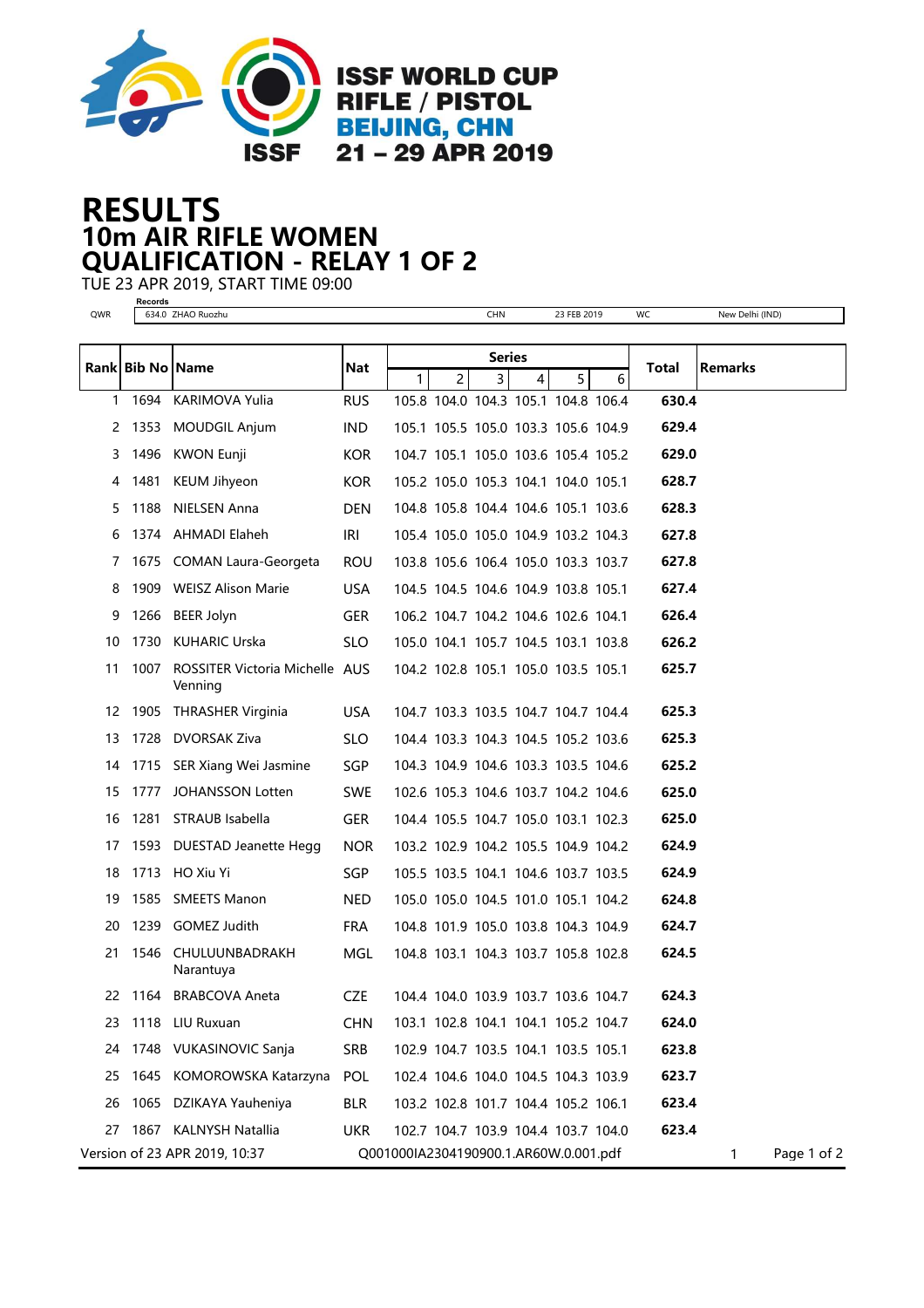ISSF WORLD CUP
RIFLE / PISTOL
BEIJING, CHN
21 – 29 APR 2019

# RESULTS
## 10m AIR RIFLE WOMEN
## QUALIFICATION - RELAY 1 OF 2

TUE 23 APR 2019, START TIME 09:00

**Records**

| | | | | | |
|---|---|---|---|---|---|
| QWR | 634.0 ZHAO Ruozhu | CHN | 23 FEB 2019 | WC | New Delhi (IND) |

| Rank | Bib No | Name | Nat | Series 1 | 2 | 3 | 4 | 5 | 6 | Total | Remarks |
|---|---|---|---|---|---|---|---|---|---|---|---|
| 1 | 1694 | KARIMOVA Yulia | RUS | 105.8 | 104.0 | 104.3 | 105.1 | 104.8 | 106.4 | **630.4** | |
| 2 | 1353 | MOUDGIL Anjum | IND | 105.1 | 105.5 | 105.0 | 103.3 | 105.6 | 104.9 | **629.4** | |
| 3 | 1496 | KWON Eunji | KOR | 104.7 | 105.1 | 105.0 | 103.6 | 105.4 | 105.2 | **629.0** | |
| 4 | 1481 | KEUM Jihyeon | KOR | 105.2 | 105.0 | 105.3 | 104.1 | 104.0 | 105.1 | **628.7** | |
| 5 | 1188 | NIELSEN Anna | DEN | 104.8 | 105.8 | 104.4 | 104.6 | 105.1 | 103.6 | **628.3** | |
| 6 | 1374 | AHMADI Elaheh | IRI | 105.4 | 105.0 | 105.0 | 104.9 | 103.2 | 104.3 | **627.8** | |
| 7 | 1675 | COMAN Laura-Georgeta | ROU | 103.8 | 105.6 | 106.4 | 105.0 | 103.3 | 103.7 | **627.8** | |
| 8 | 1909 | WEISZ Alison Marie | USA | 104.5 | 104.5 | 104.6 | 104.9 | 103.8 | 105.1 | **627.4** | |
| 9 | 1266 | BEER Jolyn | GER | 106.2 | 104.7 | 104.2 | 104.6 | 102.6 | 104.1 | **626.4** | |
| 10 | 1730 | KUHARIC Urska | SLO | 105.0 | 104.1 | 105.7 | 104.5 | 103.1 | 103.8 | **626.2** | |
| 11 | 1007 | ROSSITER Victoria Michelle Venning | AUS | 104.2 | 102.8 | 105.1 | 105.0 | 103.5 | 105.1 | **625.7** | |
| 12 | 1905 | THRASHER Virginia | USA | 104.7 | 103.3 | 103.5 | 104.7 | 104.7 | 104.4 | **625.3** | |
| 13 | 1728 | DVORSAK Ziva | SLO | 104.4 | 103.3 | 104.3 | 104.5 | 105.2 | 103.6 | **625.3** | |
| 14 | 1715 | SER Xiang Wei Jasmine | SGP | 104.3 | 104.9 | 104.6 | 103.3 | 103.5 | 104.6 | **625.2** | |
| 15 | 1777 | JOHANSSON Lotten | SWE | 102.6 | 105.3 | 104.6 | 103.7 | 104.2 | 104.6 | **625.0** | |
| 16 | 1281 | STRAUB Isabella | GER | 104.4 | 105.5 | 104.7 | 105.0 | 103.1 | 102.3 | **625.0** | |
| 17 | 1593 | DUESTAD Jeanette Hegg | NOR | 103.2 | 102.9 | 104.2 | 105.5 | 104.9 | 104.2 | **624.9** | |
| 18 | 1713 | HO Xiu Yi | SGP | 105.5 | 103.5 | 104.1 | 104.6 | 103.7 | 103.5 | **624.9** | |
| 19 | 1585 | SMEETS Manon | NED | 105.0 | 105.0 | 104.5 | 101.0 | 105.1 | 104.2 | **624.8** | |
| 20 | 1239 | GOMEZ Judith | FRA | 104.8 | 101.9 | 105.0 | 103.8 | 104.3 | 104.9 | **624.7** | |
| 21 | 1546 | CHULUUNBADRAKH Narantuya | MGL | 104.8 | 103.1 | 104.3 | 103.7 | 105.8 | 102.8 | **624.5** | |
| 22 | 1164 | BRABCOVA Aneta | CZE | 104.4 | 104.0 | 103.9 | 103.7 | 103.6 | 104.7 | **624.3** | |
| 23 | 1118 | LIU Ruxuan | CHN | 103.1 | 102.8 | 104.1 | 104.1 | 105.2 | 104.7 | **624.0** | |
| 24 | 1748 | VUKASINOVIC Sanja | SRB | 102.9 | 104.7 | 103.5 | 104.1 | 103.5 | 105.1 | **623.8** | |
| 25 | 1645 | KOMOROWSKA Katarzyna | POL | 102.4 | 104.6 | 104.0 | 104.5 | 104.3 | 103.9 | **623.7** | |
| 26 | 1065 | DZIKAYA Yauheniya | BLR | 103.2 | 102.8 | 101.7 | 104.4 | 105.2 | 106.1 | **623.4** | |
| 27 | 1867 | KALNYSH Natallia | UKR | 102.7 | 104.7 | 103.9 | 104.4 | 103.7 | 104.0 | **623.4** | |

Version of 23 APR 2019, 10:37 Q001000IA2304190900.1.AR60W.0.001.pdf 1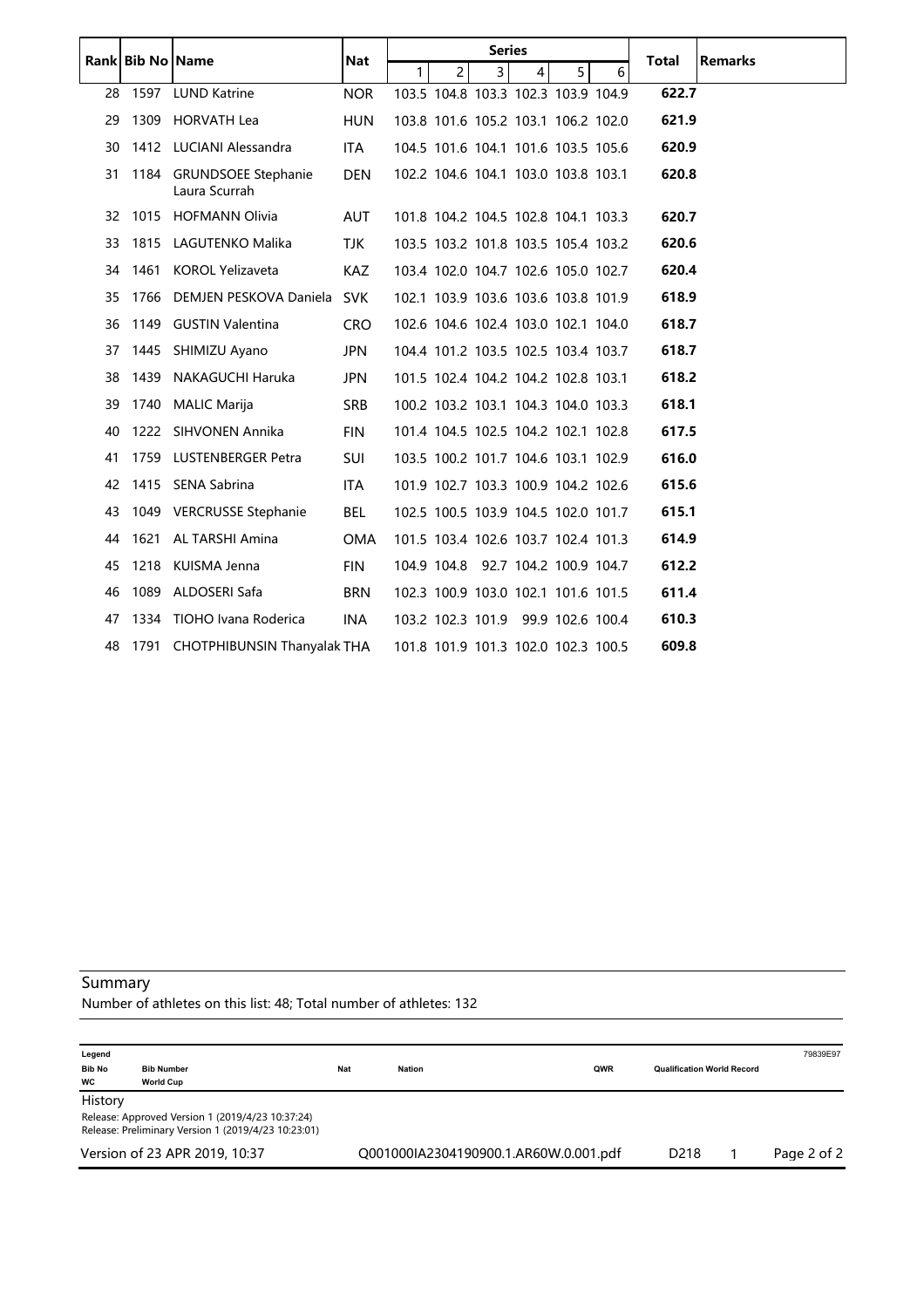| Rank | Bib No | Name | Nat | Series | | | | | | Total | Remarks |
|---|---|---|---|---|---|---|---|---|---|---|---|
| | | | | 1 | 2 | 3 | 4 | 5 | 6 | | |
| 28 | 1597 | LUND Katrine | NOR | 103.5 | 104.8 | 103.3 | 102.3 | 103.9 | 104.9 | **622.7** | |
| 29 | 1309 | HORVATH Lea | HUN | 103.8 | 101.6 | 105.2 | 103.1 | 106.2 | 102.0 | **621.9** | |
| 30 | 1412 | LUCIANI Alessandra | ITA | 104.5 | 101.6 | 104.1 | 101.6 | 103.5 | 105.6 | **620.9** | |
| 31 | 1184 | GRUNDSOEE Stephanie Laura Scurrah | DEN | 102.2 | 104.6 | 104.1 | 103.0 | 103.8 | 103.1 | **620.8** | |
| 32 | 1015 | HOFMANN Olivia | AUT | 101.8 | 104.2 | 104.5 | 102.8 | 104.1 | 103.3 | **620.7** | |
| 33 | 1815 | LAGUTENKO Malika | TJK | 103.5 | 103.2 | 101.8 | 103.5 | 105.4 | 103.2 | **620.6** | |
| 34 | 1461 | KOROL Yelizaveta | KAZ | 103.4 | 102.0 | 104.7 | 102.6 | 105.0 | 102.7 | **620.4** | |
| 35 | 1766 | DEMJEN PESKOVA Daniela | SVK | 102.1 | 103.9 | 103.6 | 103.6 | 103.8 | 101.9 | **618.9** | |
| 36 | 1149 | GUSTIN Valentina | CRO | 102.6 | 104.6 | 102.4 | 103.0 | 102.1 | 104.0 | **618.7** | |
| 37 | 1445 | SHIMIZU Ayano | JPN | 104.4 | 101.2 | 103.5 | 102.5 | 103.4 | 103.7 | **618.7** | |
| 38 | 1439 | NAKAGUCHI Haruka | JPN | 101.5 | 102.4 | 104.2 | 104.2 | 102.8 | 103.1 | **618.2** | |
| 39 | 1740 | MALIC Marija | SRB | 100.2 | 103.2 | 103.1 | 104.3 | 104.0 | 103.3 | **618.1** | |
| 40 | 1222 | SIHVONEN Annika | FIN | 101.4 | 104.5 | 102.5 | 104.2 | 102.1 | 102.8 | **617.5** | |
| 41 | 1759 | LUSTENBERGER Petra | SUI | 103.5 | 100.2 | 101.7 | 104.6 | 103.1 | 102.9 | **616.0** | |
| 42 | 1415 | SENA Sabrina | ITA | 101.9 | 102.7 | 103.3 | 100.9 | 104.2 | 102.6 | **615.6** | |
| 43 | 1049 | VERCRUSSE Stephanie | BEL | 102.5 | 100.5 | 103.9 | 104.5 | 102.0 | 101.7 | **615.1** | |
| 44 | 1621 | AL TARSHI Amina | OMA | 101.5 | 103.4 | 102.6 | 103.7 | 102.4 | 101.3 | **614.9** | |
| 45 | 1218 | KUISMA Jenna | FIN | 104.9 | 104.8 | 92.7 | 104.2 | 100.9 | 104.7 | **612.2** | |
| 46 | 1089 | ALDOSERI Safa | BRN | 102.3 | 100.9 | 103.0 | 102.1 | 101.6 | 101.5 | **611.4** | |
| 47 | 1334 | TIOHO Ivana Roderica | INA | 103.2 | 102.3 | 101.9 | 99.9 | 102.6 | 100.4 | **610.3** | |
| 48 | 1791 | CHOTPHIBUNSIN Thanyalak | THA | 101.8 | 101.9 | 101.3 | 102.0 | 102.3 | 100.5 | **609.8** | |

## Summary

Number of athletes on this list: 48; Total number of athletes: 132

**Legend**

| | | | | | |
|---|---|---|---|---|---|
| **Bib No** | **Bib Number** | **Nat** | **Nation** | **QWR** | **Qualification World Record** |
| **WC** | **World Cup** | | | | |

79839E97

History

Release: Approved Version 1 (2019/4/23 10:37:24)
Release: Preliminary Version 1 (2019/4/23 10:23:01)

Version of 23 APR 2019, 10:37 Q001000IA2304190900.1.AR60W.0.001.pdf D218 1